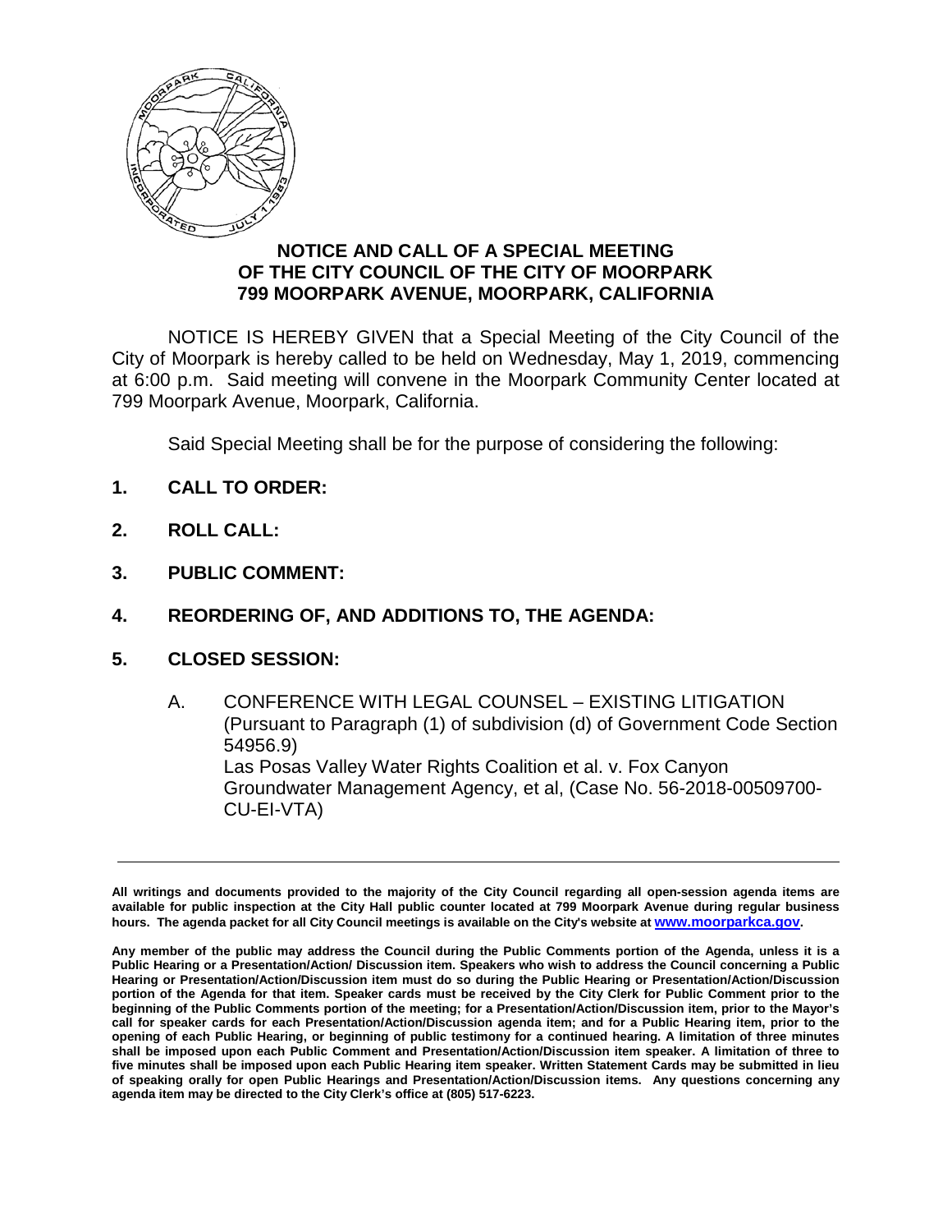**NOTICE AND CALL OF A SPECIAL MEETING OF THE CITY COUNCIL OF THE CITY OF MOORPARK 799 MOORPARK AVENUE, MOORPARK, CALIFORNIA**

NOTICE IS HEREBY GIVEN that a Special Meeting of the City Council of the City of Moorpark is hereby called to be held on Wednesday, May 1, 2019, commencing at 6:00 p.m. Said meeting will convene in the Moorpark Community Center located at 799 Moorpark Avenue, Moorpark, California.

Said Special Meeting shall be for the purpose of considering the following:

**1. CALL TO ORDER:**

**2. ROLL CALL:**

**3. PUBLIC COMMENT:**

**4. REORDERING OF, AND ADDITIONS TO, THE AGENDA:**

**5. CLOSED SESSION:**

A. CONFERENCE WITH LEGAL COUNSEL – EXISTING LITIGATION (Pursuant to Paragraph (1) of subdivision (d) of Government Code Section 54956.9)
Las Posas Valley Water Rights Coalition et al. v. Fox Canyon Groundwater Management Agency, et al, (Case No. 56-2018-00509700-CU-EI-VTA)

---

**All writings and documents provided to the majority of the City Council regarding all open-session agenda items are available for public inspection at the City Hall public counter located at 799 Moorpark Avenue during regular business hours. The agenda packet for all City Council meetings is available on the City's website at www.moorparkca.gov.**

**Any member of the public may address the Council during the Public Comments portion of the Agenda, unless it is a Public Hearing or a Presentation/Action/ Discussion item. Speakers who wish to address the Council concerning a Public Hearing or Presentation/Action/Discussion item must do so during the Public Hearing or Presentation/Action/Discussion portion of the Agenda for that item. Speaker cards must be received by the City Clerk for Public Comment prior to the beginning of the Public Comments portion of the meeting; for a Presentation/Action/Discussion item, prior to the Mayor's call for speaker cards for each Presentation/Action/Discussion agenda item; and for a Public Hearing item, prior to the opening of each Public Hearing, or beginning of public testimony for a continued hearing. A limitation of three minutes shall be imposed upon each Public Comment and Presentation/Action/Discussion item speaker. A limitation of three to five minutes shall be imposed upon each Public Hearing item speaker. Written Statement Cards may be submitted in lieu of speaking orally for open Public Hearings and Presentation/Action/Discussion items. Any questions concerning any agenda item may be directed to the City Clerk's office at (805) 517-6223.**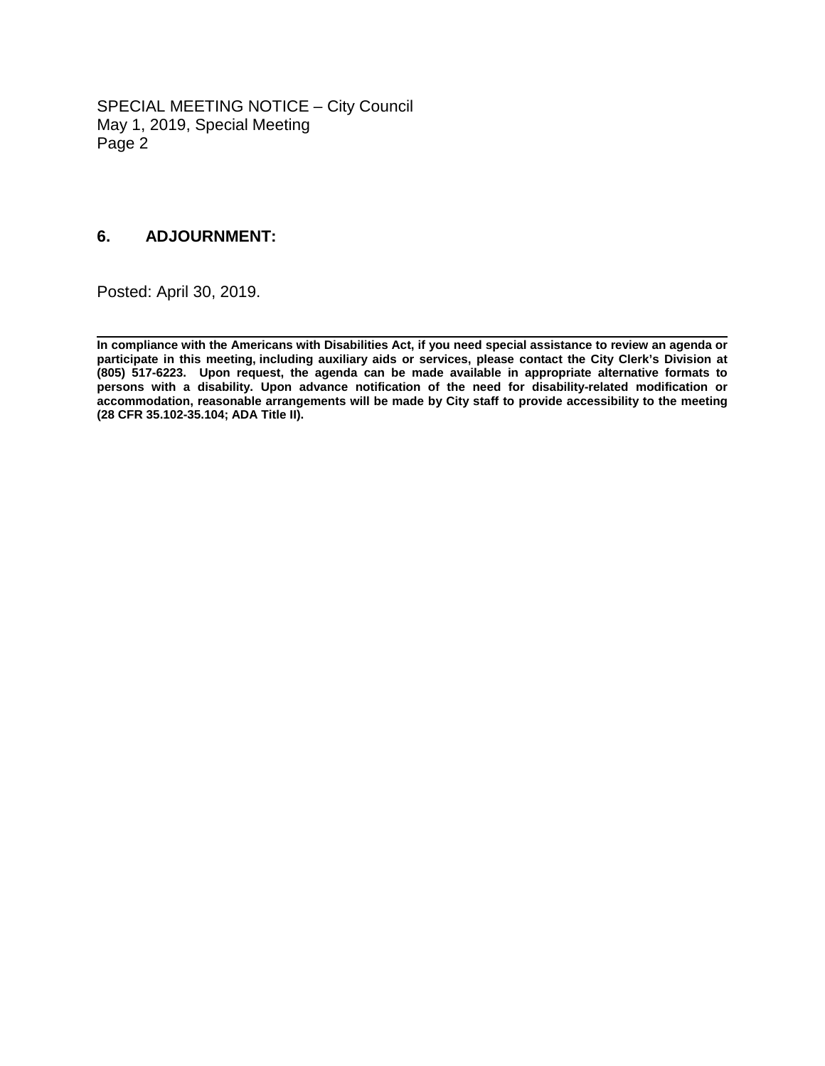## 6. ADJOURNMENT:

Posted: April 30, 2019.

---

**In compliance with the Americans with Disabilities Act, if you need special assistance to review an agenda or participate in this meeting, including auxiliary aids or services, please contact the City Clerk's Division at (805) 517-6223. Upon request, the agenda can be made available in appropriate alternative formats to persons with a disability. Upon advance notification of the need for disability-related modification or accommodation, reasonable arrangements will be made by City staff to provide accessibility to the meeting (28 CFR 35.102-35.104; ADA Title II).**